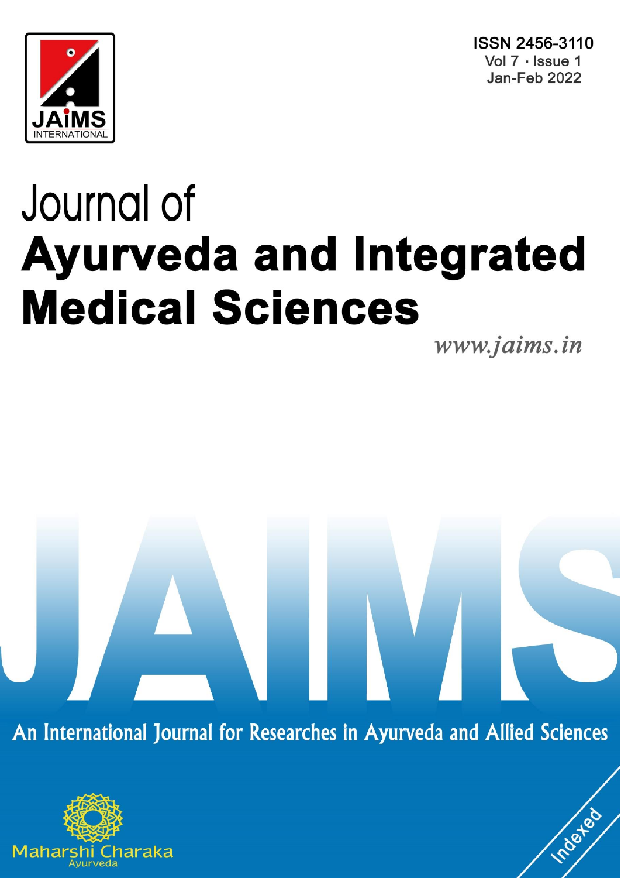ISSN 2456-3110
Vol 7 · Issue 1
Jan-Feb 2022

# Journal of
# **Ayurveda and Integrated Medical Sciences**

*www.jaims.in*

An International Journal for Researches in Ayurveda and Allied Sciences

Maharshi Charaka
Ayurveda

Indexed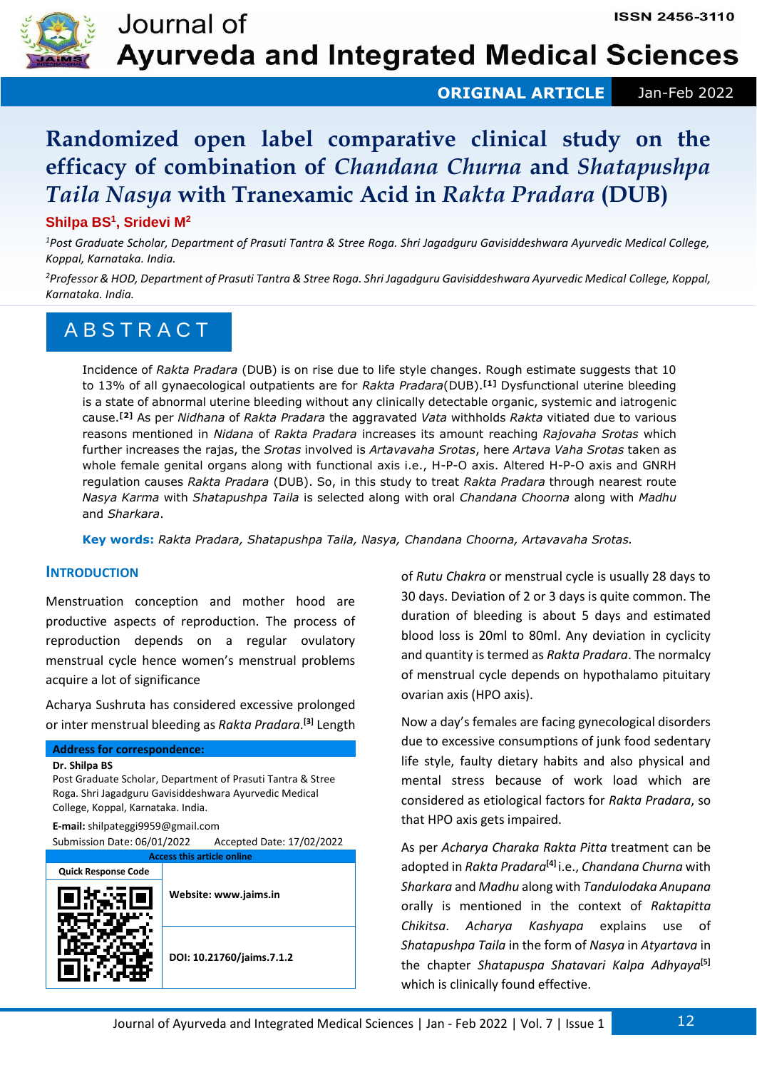ISSN 2456-3110

ORIGINAL ARTICLE Jan-Feb 2022

# Randomized open label comparative clinical study on the efficacy of combination of *Chandana Churna* and *Shatapushpa Taila Nasya* with Tranexamic Acid in *Rakta Pradara* (DUB)

**Shilpa BS[1], Sridevi M[2]**

[1]*Post Graduate Scholar, Department of Prasuti Tantra & Stree Roga. Shri Jagadguru Gavisiddeshwara Ayurvedic Medical College, Koppal, Karnataka. India.*

[2]*Professor & HOD, Department of Prasuti Tantra & Stree Roga. Shri Jagadguru Gavisiddeshwara Ayurvedic Medical College, Koppal, Karnataka. India.*

## ABSTRACT

Incidence of *Rakta Pradara* (DUB) is on rise due to life style changes. Rough estimate suggests that 10 to 13% of all gynaecological outpatients are for *Rakta Pradara*(DUB).[1] Dysfunctional uterine bleeding is a state of abnormal uterine bleeding without any clinically detectable organic, systemic and iatrogenic cause.[2] As per *Nidhana* of *Rakta Pradara* the aggravated *Vata* withholds *Rakta* vitiated due to various reasons mentioned in *Nidana* of *Rakta Pradara* increases its amount reaching *Rajovaha Srotas* which further increases the rajas, the *Srotas* involved is *Artavavaha Srotas*, here *Artava Vaha Srotas* taken as whole female genital organs along with functional axis i.e., H-P-O axis. Altered H-P-O axis and GNRH regulation causes *Rakta Pradara* (DUB). So, in this study to treat *Rakta Pradara* through nearest route *Nasya Karma* with *Shatapushpa Taila* is selected along with oral *Chandana Choorna* along with *Madhu* and *Sharkara*.

**Key words:** *Rakta Pradara, Shatapushpa Taila, Nasya, Chandana Choorna, Artavavaha Srotas.*

## INTRODUCTION

Menstruation conception and mother hood are productive aspects of reproduction. The process of reproduction depends on a regular ovulatory menstrual cycle hence women's menstrual problems acquire a lot of significance

Acharya Sushruta has considered excessive prolonged or inter menstrual bleeding as *Rakta Pradara*.[3] Length of *Rutu Chakra* or menstrual cycle is usually 28 days to 30 days. Deviation of 2 or 3 days is quite common. The duration of bleeding is about 5 days and estimated blood loss is 20ml to 80ml. Any deviation in cyclicity and quantity is termed as *Rakta Pradara*. The normalcy of menstrual cycle depends on hypothalamo pituitary ovarian axis (HPO axis).

Now a day's females are facing gynecological disorders due to excessive consumptions of junk food sedentary life style, faulty dietary habits and also physical and mental stress because of work load which are considered as etiological factors for *Rakta Pradara*, so that HPO axis gets impaired.

As per *Acharya Charaka Rakta Pitta* treatment can be adopted in *Rakta Pradara*[4] i.e., *Chandana Churna* with *Sharkara* and *Madhu* along with *Tandulodaka Anupana* orally is mentioned in the context of *Raktapitta Chikitsa*. *Acharya Kashyapa* explains use of *Shatapushpa Taila* in the form of *Nasya* in *Atyartava* in the chapter *Shatapuspa Shatavari Kalpa Adhyaya*[5] which is clinically found effective.

**Address for correspondence:**

**Dr. Shilpa BS**
Post Graduate Scholar, Department of Prasuti Tantra & Stree Roga. Shri Jagadguru Gavisiddeshwara Ayurvedic Medical College, Koppal, Karnataka. India.

**E-mail:** shilpateggi9959@gmail.com

Submission Date: 06/01/2022 Accepted Date: 17/02/2022

| Access this article online | |
|---|---|
| Quick Response Code | |
| | **Website: www.jaims.in** |
| | **DOI: 10.21760/jaims.7.1.2** |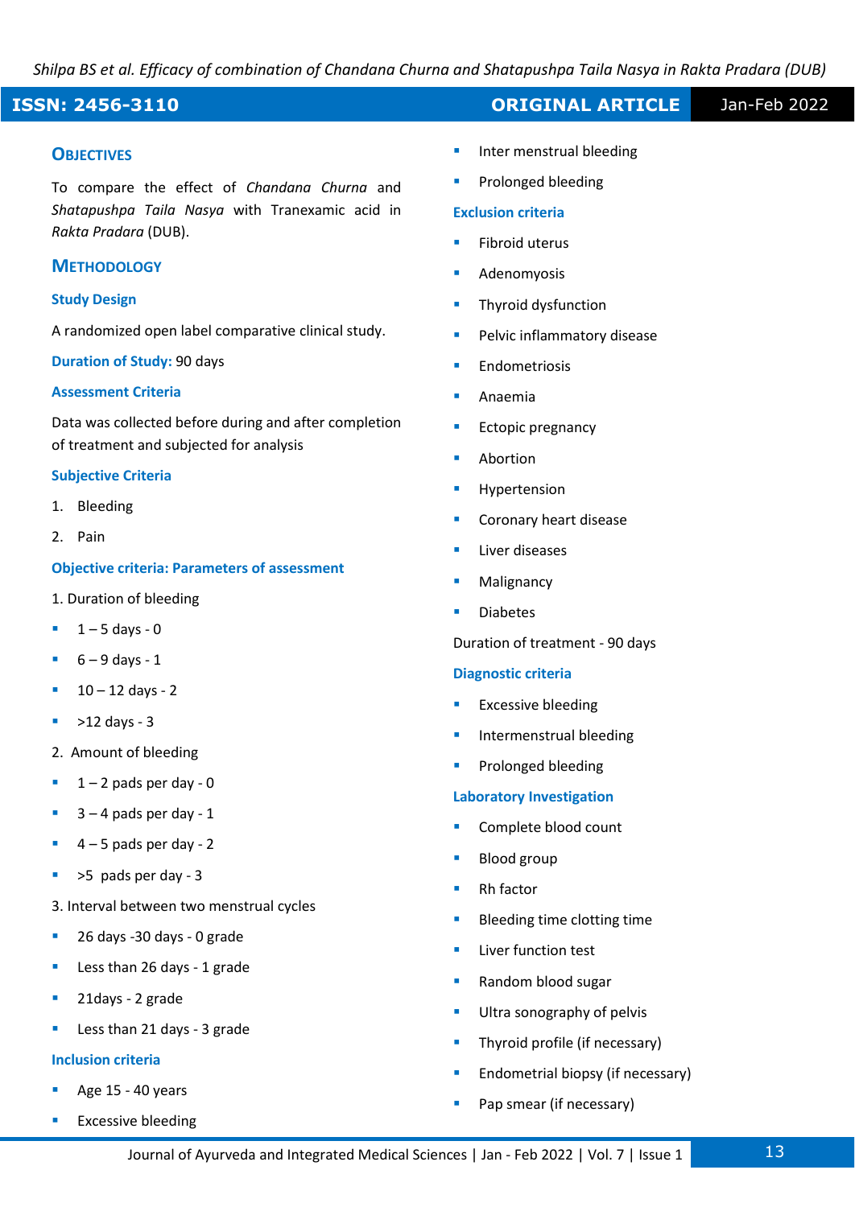## OBJECTIVES

To compare the effect of *Chandana Churna* and *Shatapushpa Taila Nasya* with Tranexamic acid in *Rakta Pradara* (DUB).

## METHODOLOGY

### Study Design

A randomized open label comparative clinical study.

**Duration of Study:** 90 days

### Assessment Criteria

Data was collected before during and after completion of treatment and subjected for analysis

### Subjective Criteria

1. Bleeding
2. Pain

### Objective criteria: Parameters of assessment

1. Duration of bleeding

- 1 – 5 days - 0
- 6 – 9 days - 1
- 10 – 12 days - 2
- >12 days - 3

2. Amount of bleeding

- 1 – 2 pads per day - 0
- 3 – 4 pads per day - 1
- 4 – 5 pads per day - 2
- >5 pads per day - 3

3. Interval between two menstrual cycles

- 26 days -30 days - 0 grade
- Less than 26 days - 1 grade
- 21days - 2 grade
- Less than 21 days - 3 grade

### Inclusion criteria

- Age 15 - 40 years
- Excessive bleeding
- Inter menstrual bleeding
- Prolonged bleeding

### Exclusion criteria

- Fibroid uterus
- Adenomyosis
- Thyroid dysfunction
- Pelvic inflammatory disease
- Endometriosis
- Anaemia
- Ectopic pregnancy
- Abortion
- Hypertension
- Coronary heart disease
- Liver diseases
- Malignancy
- Diabetes

Duration of treatment - 90 days

### Diagnostic criteria

- Excessive bleeding
- Intermenstrual bleeding
- Prolonged bleeding

### Laboratory Investigation

- Complete blood count
- Blood group
- Rh factor
- Bleeding time clotting time
- Liver function test
- Random blood sugar
- Ultra sonography of pelvis
- Thyroid profile (if necessary)
- Endometrial biopsy (if necessary)
- Pap smear (if necessary)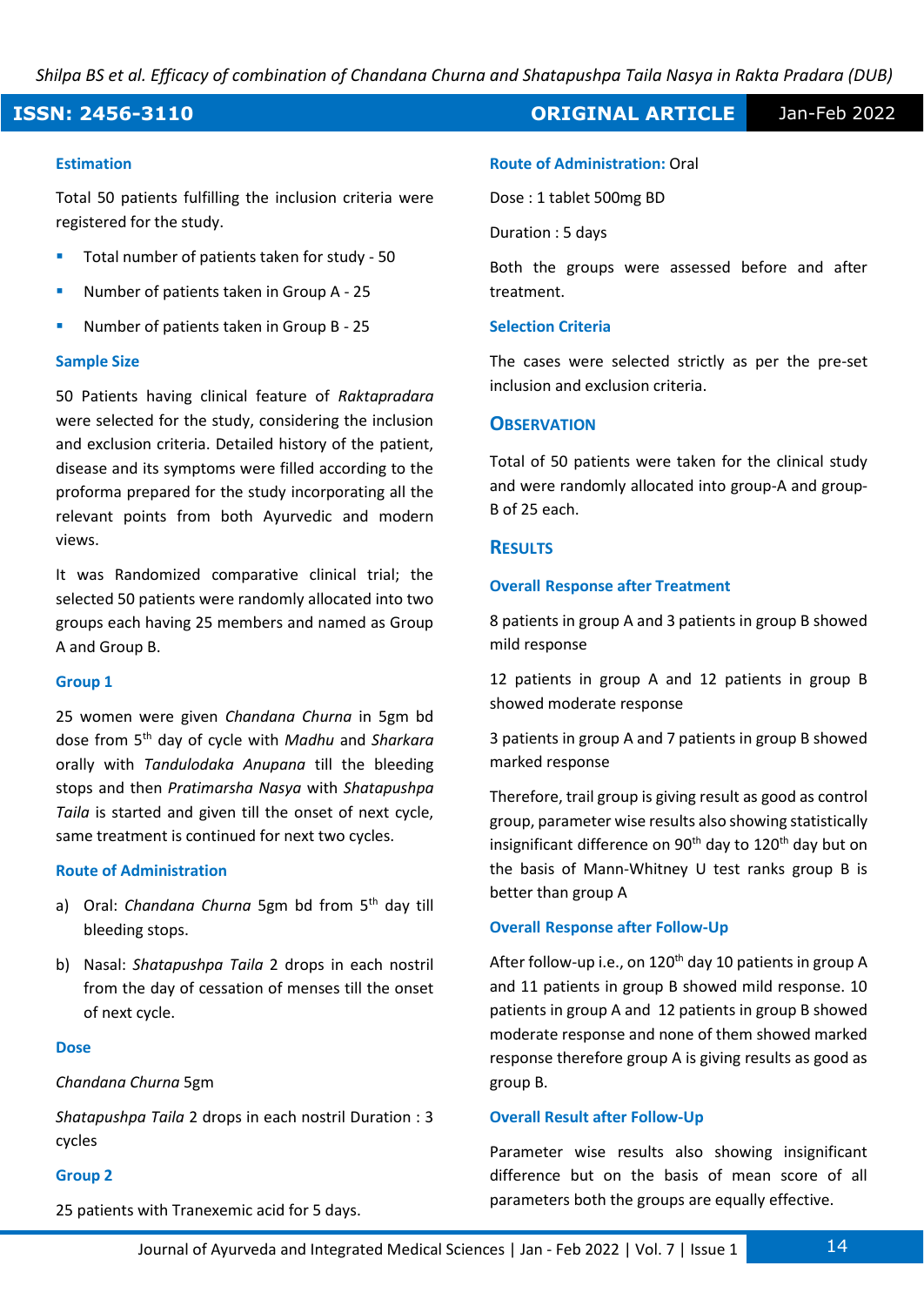### Estimation

Total 50 patients fulfilling the inclusion criteria were registered for the study.

- Total number of patients taken for study - 50
- Number of patients taken in Group A - 25
- Number of patients taken in Group B - 25

### Sample Size

50 Patients having clinical feature of *Raktapradara* were selected for the study, considering the inclusion and exclusion criteria. Detailed history of the patient, disease and its symptoms were filled according to the proforma prepared for the study incorporating all the relevant points from both Ayurvedic and modern views.

It was Randomized comparative clinical trial; the selected 50 patients were randomly allocated into two groups each having 25 members and named as Group A and Group B.

### Group 1

25 women were given *Chandana Churna* in 5gm bd dose from 5th day of cycle with *Madhu* and *Sharkara* orally with *Tandulodaka Anupana* till the bleeding stops and then *Pratimarsha Nasya* with *Shatapushpa Taila* is started and given till the onset of next cycle, same treatment is continued for next two cycles.

### Route of Administration

a) Oral: *Chandana Churna* 5gm bd from 5th day till bleeding stops.

b) Nasal: *Shatapushpa Taila* 2 drops in each nostril from the day of cessation of menses till the onset of next cycle.

### Dose

*Chandana Churna* 5gm

*Shatapushpa Taila* 2 drops in each nostril Duration : 3 cycles

### Group 2

25 patients with Tranexemic acid for 5 days.

**Route of Administration:** Oral

Dose : 1 tablet 500mg BD

Duration : 5 days

Both the groups were assessed before and after treatment.

### Selection Criteria

The cases were selected strictly as per the pre-set inclusion and exclusion criteria.

## Observation

Total of 50 patients were taken for the clinical study and were randomly allocated into group-A and group-B of 25 each.

## Results

### Overall Response after Treatment

8 patients in group A and 3 patients in group B showed mild response

12 patients in group A and 12 patients in group B showed moderate response

3 patients in group A and 7 patients in group B showed marked response

Therefore, trail group is giving result as good as control group, parameter wise results also showing statistically insignificant difference on 90th day to 120th day but on the basis of Mann-Whitney U test ranks group B is better than group A

### Overall Response after Follow-Up

After follow-up i.e., on 120th day 10 patients in group A and 11 patients in group B showed mild response. 10 patients in group A and 12 patients in group B showed moderate response and none of them showed marked response therefore group A is giving results as good as group B.

### Overall Result after Follow-Up

Parameter wise results also showing insignificant difference but on the basis of mean score of all parameters both the groups are equally effective.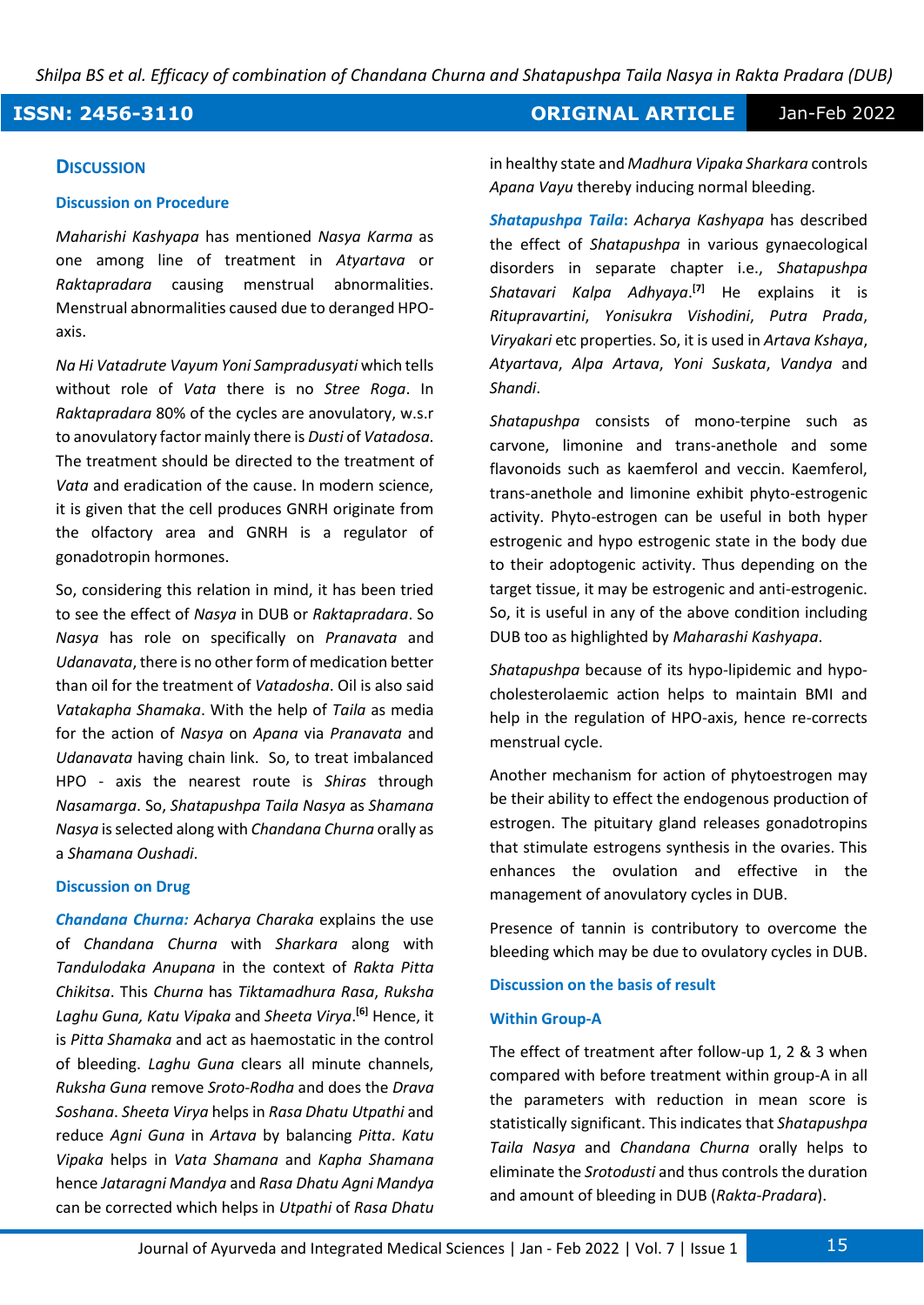## DISCUSSION

### Discussion on Procedure

*Maharishi Kashyapa* has mentioned *Nasya Karma* as one among line of treatment in *Atyartava* or *Raktapradara* causing menstrual abnormalities. Menstrual abnormalities caused due to deranged HPO-axis.

*Na Hi Vatadrute Vayum Yoni Sampradusyati* which tells without role of *Vata* there is no *Stree Roga*. In *Raktapradara* 80% of the cycles are anovulatory, w.s.r to anovulatory factor mainly there is *Dusti* of *Vatadosa*. The treatment should be directed to the treatment of *Vata* and eradication of the cause. In modern science, it is given that the cell produces GNRH originate from the olfactory area and GNRH is a regulator of gonadotropin hormones.

So, considering this relation in mind, it has been tried to see the effect of *Nasya* in DUB or *Raktapradara*. So *Nasya* has role on specifically on *Pranavata* and *Udanavata*, there is no other form of medication better than oil for the treatment of *Vatadosha*. Oil is also said *Vatakapha Shamaka*. With the help of *Taila* as media for the action of *Nasya* on *Apana* via *Pranavata* and *Udanavata* having chain link. So, to treat imbalanced HPO - axis the nearest route is *Shiras* through *Nasamarga*. So, *Shatapushpa Taila Nasya* as *Shamana Nasya* is selected along with *Chandana Churna* orally as a *Shamana Oushadi*.

### Discussion on Drug

***Chandana Churna:*** *Acharya Charaka* explains the use of *Chandana Churna* with *Sharkara* along with *Tandulodaka Anupana* in the context of *Rakta Pitta Chikitsa*. This *Churna* has *Tiktamadhura Rasa*, *Ruksha Laghu Guna, Katu Vipaka* and *Sheeta Virya*.[6] Hence, it is *Pitta Shamaka* and act as haemostatic in the control of bleeding. *Laghu Guna* clears all minute channels, *Ruksha Guna* remove *Sroto-Rodha* and does the *Drava Soshana*. *Sheeta Virya* helps in *Rasa Dhatu Utpathi* and reduce *Agni Guna* in *Artava* by balancing *Pitta*. *Katu Vipaka* helps in *Vata Shamana* and *Kapha Shamana* hence *Jataragni Mandya* and *Rasa Dhatu Agni Mandya* can be corrected which helps in *Utpathi* of *Rasa Dhatu* in healthy state and *Madhura Vipaka Sharkara* controls *Apana Vayu* thereby inducing normal bleeding.

***Shatapushpa Taila*:** *Acharya Kashyapa* has described the effect of *Shatapushpa* in various gynaecological disorders in separate chapter i.e., *Shatapushpa Shatavari Kalpa Adhyaya*.[7] He explains it is *Ritupravartini*, *Yonisukra Vishodini*, *Putra Prada*, *Viryakari* etc properties. So, it is used in *Artava Kshaya*, *Atyartava*, *Alpa Artava*, *Yoni Suskata*, *Vandya* and *Shandi*.

*Shatapushpa* consists of mono-terpine such as carvone, limonine and trans-anethole and some flavonoids such as kaemferol and veccin. Kaemferol, trans-anethole and limonine exhibit phyto-estrogenic activity. Phyto-estrogen can be useful in both hyper estrogenic and hypo estrogenic state in the body due to their adoptogenic activity. Thus depending on the target tissue, it may be estrogenic and anti-estrogenic. So, it is useful in any of the above condition including DUB too as highlighted by *Maharashi Kashyapa*.

*Shatapushpa* because of its hypo-lipidemic and hypo-cholesterolaemic action helps to maintain BMI and help in the regulation of HPO-axis, hence re-corrects menstrual cycle.

Another mechanism for action of phytoestrogen may be their ability to effect the endogenous production of estrogen. The pituitary gland releases gonadotropins that stimulate estrogens synthesis in the ovaries. This enhances the ovulation and effective in the management of anovulatory cycles in DUB.

Presence of tannin is contributory to overcome the bleeding which may be due to ovulatory cycles in DUB.

### Discussion on the basis of result

### Within Group-A

The effect of treatment after follow-up 1, 2 & 3 when compared with before treatment within group-A in all the parameters with reduction in mean score is statistically significant. This indicates that *Shatapushpa Taila Nasya* and *Chandana Churna* orally helps to eliminate the *Srotodusti* and thus controls the duration and amount of bleeding in DUB (*Rakta-Pradara*).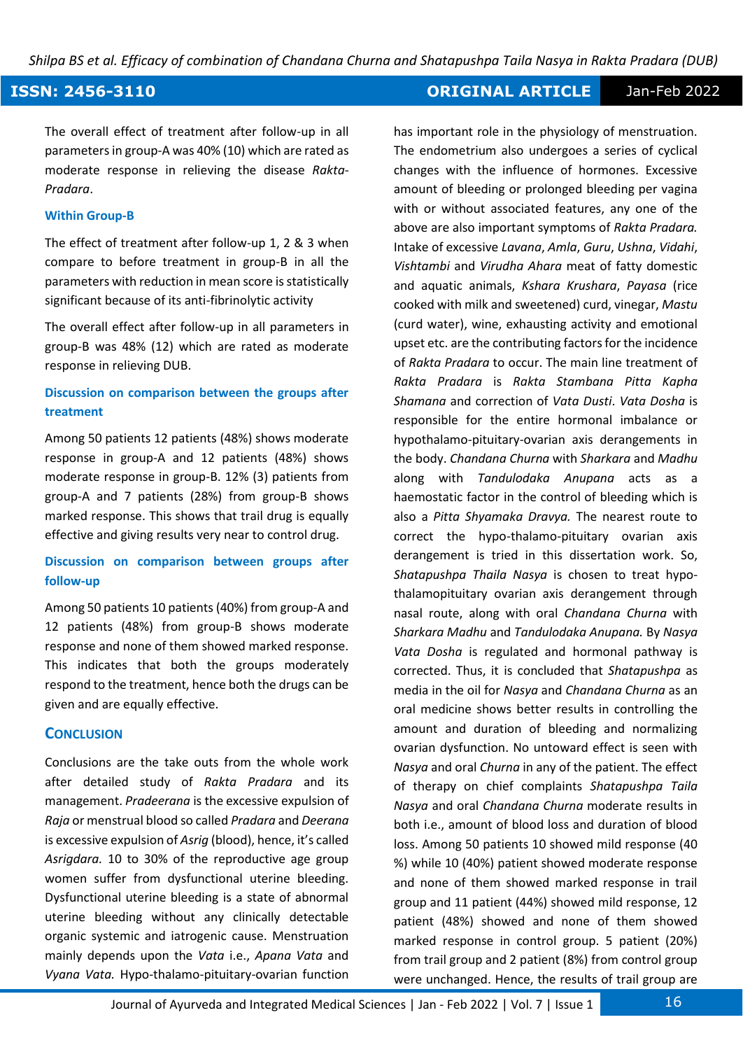The overall effect of treatment after follow-up in all parameters in group-A was 40% (10) which are rated as moderate response in relieving the disease *Rakta-Pradara*.

### Within Group-B

The effect of treatment after follow-up 1, 2 & 3 when compare to before treatment in group-B in all the parameters with reduction in mean score is statistically significant because of its anti-fibrinolytic activity

The overall effect after follow-up in all parameters in group-B was 48% (12) which are rated as moderate response in relieving DUB.

### Discussion on comparison between the groups after treatment

Among 50 patients 12 patients (48%) shows moderate response in group-A and 12 patients (48%) shows moderate response in group-B. 12% (3) patients from group-A and 7 patients (28%) from group-B shows marked response. This shows that trail drug is equally effective and giving results very near to control drug.

### Discussion on comparison between groups after follow-up

Among 50 patients 10 patients (40%) from group-A and 12 patients (48%) from group-B shows moderate response and none of them showed marked response. This indicates that both the groups moderately respond to the treatment, hence both the drugs can be given and are equally effective.

## Conclusion

Conclusions are the take outs from the whole work after detailed study of *Rakta Pradara* and its management. *Pradeerana* is the excessive expulsion of *Raja* or menstrual blood so called *Pradara* and *Deerana* is excessive expulsion of *Asrig* (blood), hence, it's called *Asrigdara.* 10 to 30% of the reproductive age group women suffer from dysfunctional uterine bleeding. Dysfunctional uterine bleeding is a state of abnormal uterine bleeding without any clinically detectable organic systemic and iatrogenic cause. Menstruation mainly depends upon the *Vata* i.e., *Apana Vata* and *Vyana Vata.* Hypo-thalamo-pituitary-ovarian function has important role in the physiology of menstruation. The endometrium also undergoes a series of cyclical changes with the influence of hormones. Excessive amount of bleeding or prolonged bleeding per vagina with or without associated features, any one of the above are also important symptoms of *Rakta Pradara.* Intake of excessive *Lavana*, *Amla*, *Guru*, *Ushna*, *Vidahi*, *Vishtambi* and *Virudha Ahara* meat of fatty domestic and aquatic animals, *Kshara Krushara*, *Payasa* (rice cooked with milk and sweetened) curd, vinegar, *Mastu* (curd water), wine, exhausting activity and emotional upset etc. are the contributing factors for the incidence of *Rakta Pradara* to occur. The main line treatment of *Rakta Pradara* is *Rakta Stambana Pitta Kapha Shamana* and correction of *Vata Dusti*. *Vata Dosha* is responsible for the entire hormonal imbalance or hypothalamo-pituitary-ovarian axis derangements in the body. *Chandana Churna* with *Sharkara* and *Madhu* along with *Tandulodaka Anupana* acts as a haemostatic factor in the control of bleeding which is also a *Pitta Shyamaka Dravya.* The nearest route to correct the hypo-thalamo-pituitary ovarian axis derangement is tried in this dissertation work. So, *Shatapushpa Thaila Nasya* is chosen to treat hypo-thalamopituitary ovarian axis derangement through nasal route, along with oral *Chandana Churna* with *Sharkara Madhu* and *Tandulodaka Anupana.* By *Nasya Vata Dosha* is regulated and hormonal pathway is corrected. Thus, it is concluded that *Shatapushpa* as media in the oil for *Nasya* and *Chandana Churna* as an oral medicine shows better results in controlling the amount and duration of bleeding and normalizing ovarian dysfunction. No untoward effect is seen with *Nasya* and oral *Churna* in any of the patient. The effect of therapy on chief complaints *Shatapushpa Taila Nasya* and oral *Chandana Churna* moderate results in both i.e., amount of blood loss and duration of blood loss. Among 50 patients 10 showed mild response (40 %) while 10 (40%) patient showed moderate response and none of them showed marked response in trail group and 11 patient (44%) showed mild response, 12 patient (48%) showed and none of them showed marked response in control group. 5 patient (20%) from trail group and 2 patient (8%) from control group were unchanged. Hence, the results of trail group are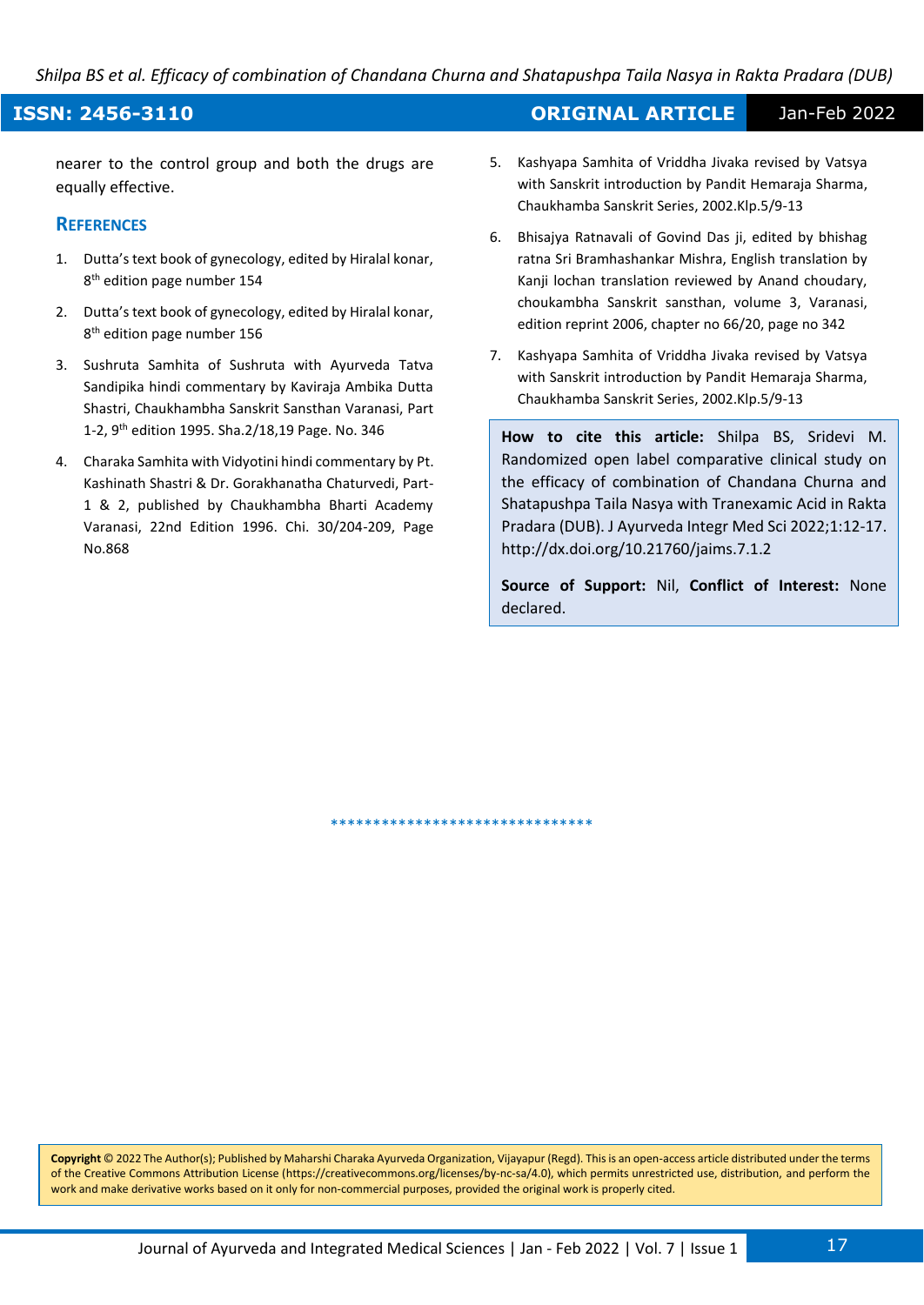nearer to the control group and both the drugs are equally effective.

## REFERENCES

1. Dutta's text book of gynecology, edited by Hiralal konar, 8th edition page number 154
2. Dutta's text book of gynecology, edited by Hiralal konar, 8th edition page number 156
3. Sushruta Samhita of Sushruta with Ayurveda Tatva Sandipika hindi commentary by Kaviraja Ambika Dutta Shastri, Chaukhambha Sanskrit Sansthan Varanasi, Part 1-2, 9th edition 1995. Sha.2/18,19 Page. No. 346
4. Charaka Samhita with Vidyotini hindi commentary by Pt. Kashinath Shastri & Dr. Gorakhanatha Chaturvedi, Part-1 & 2, published by Chaukhambha Bharti Academy Varanasi, 22nd Edition 1996. Chi. 30/204-209, Page No.868
5. Kashyapa Samhita of Vriddha Jivaka revised by Vatsya with Sanskrit introduction by Pandit Hemaraja Sharma, Chaukhamba Sanskrit Series, 2002.Klp.5/9-13
6. Bhisajya Ratnavali of Govind Das ji, edited by bhishag ratna Sri Bramhashankar Mishra, English translation by Kanji lochan translation reviewed by Anand choudary, choukambha Sanskrit sansthan, volume 3, Varanasi, edition reprint 2006, chapter no 66/20, page no 342
7. Kashyapa Samhita of Vriddha Jivaka revised by Vatsya with Sanskrit introduction by Pandit Hemaraja Sharma, Chaukhamba Sanskrit Series, 2002.Klp.5/9-13

**How to cite this article:** Shilpa BS, Sridevi M. Randomized open label comparative clinical study on the efficacy of combination of Chandana Churna and Shatapushpa Taila Nasya with Tranexamic Acid in Rakta Pradara (DUB). J Ayurveda Integr Med Sci 2022;1:12-17. http://dx.doi.org/10.21760/jaims.7.1.2

**Source of Support:** Nil, **Conflict of Interest:** None declared.

******************************

**Copyright** © 2022 The Author(s); Published by Maharshi Charaka Ayurveda Organization, Vijayapur (Regd). This is an open-access article distributed under the terms of the Creative Commons Attribution License (https://creativecommons.org/licenses/by-nc-sa/4.0), which permits unrestricted use, distribution, and perform the work and make derivative works based on it only for non-commercial purposes, provided the original work is properly cited.